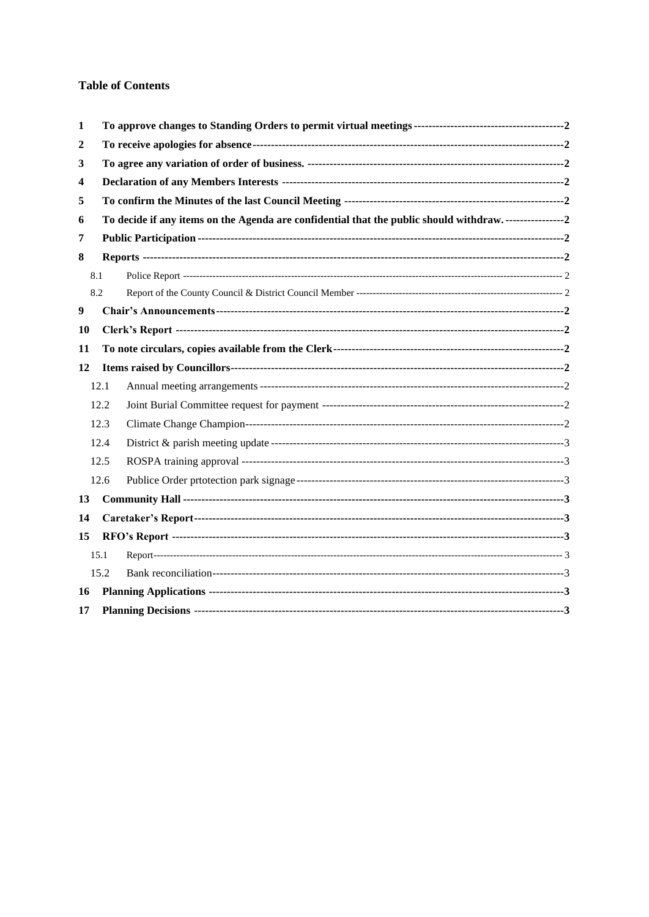## Table of Contents

| | | |
|---|---|---|
| **1** | **To approve changes to Standing Orders to permit virtual meetings** | **2** |
| **2** | **To receive apologies for absence** | **2** |
| **3** | **To agree any variation of order of business.** | **2** |
| **4** | **Declaration of any Members Interests** | **2** |
| **5** | **To confirm the Minutes of the last Council Meeting** | **2** |
| **6** | **To decide if any items on the Agenda are confidential that the public should withdraw.** | **2** |
| **7** | **Public Participation** | **2** |
| **8** | **Reports** | **2** |
| 8.1 | Police Report | 2 |
| 8.2 | Report of the County Council & District Council Member | 2 |
| **9** | **Chair's Announcements** | **2** |
| **10** | **Clerk's Report** | **2** |
| **11** | **To note circulars, copies available from the Clerk** | **2** |
| **12** | **Items raised by Councillors** | **2** |
| 12.1 | Annual meeting arrangements | 2 |
| 12.2 | Joint Burial Committee request for payment | 2 |
| 12.3 | Climate Change Champion | 2 |
| 12.4 | District & parish meeting update | 3 |
| 12.5 | ROSPA training approval | 3 |
| 12.6 | Publice Order prtotection park signage | 3 |
| **13** | **Community Hall** | **3** |
| **14** | **Caretaker's Report** | **3** |
| **15** | **RFO's Report** | **3** |
| 15.1 | Report | 3 |
| 15.2 | Bank reconciliation | 3 |
| **16** | **Planning Applications** | **3** |
| **17** | **Planning Decisions** | **3** |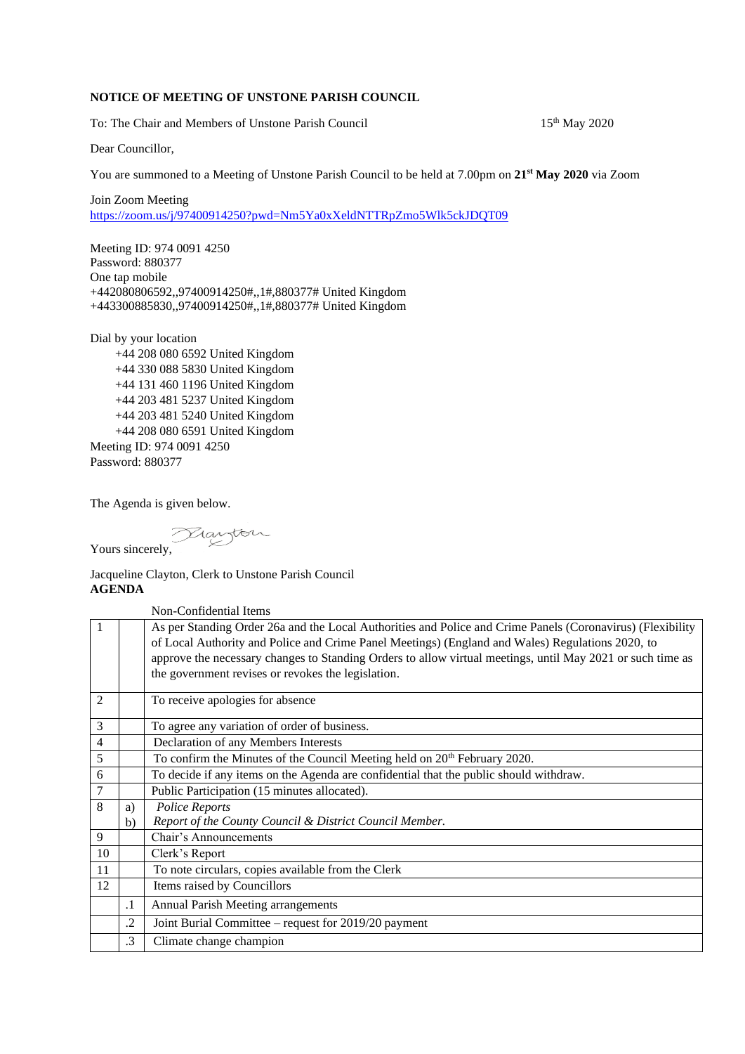**NOTICE OF MEETING OF UNSTONE PARISH COUNCIL**

To: The Chair and Members of Unstone Parish Council 15th May 2020

Dear Councillor,

You are summoned to a Meeting of Unstone Parish Council to be held at 7.00pm on **21st May 2020** via Zoom

Join Zoom Meeting
https://zoom.us/j/97400914250?pwd=Nm5Ya0xXeldNTTRpZmo5Wlk5ckJDQT09

Meeting ID: 974 0091 4250
Password: 880377
One tap mobile
+442080806592,,97400914250#,,1#,880377# United Kingdom
+443300885830,,97400914250#,,1#,880377# United Kingdom

Dial by your location
+44 208 080 6592 United Kingdom
+44 330 088 5830 United Kingdom
+44 131 460 1196 United Kingdom
+44 203 481 5237 United Kingdom
+44 203 481 5240 United Kingdom
+44 208 080 6591 United Kingdom
Meeting ID: 974 0091 4250
Password: 880377

The Agenda is given below.

Yours sincerely,

Jacqueline Clayton, Clerk to Unstone Parish Council

**AGENDA**

Non-Confidential Items

| | | |
|---|---|---|
| 1 | | As per Standing Order 26a and the Local Authorities and Police and Crime Panels (Coronavirus) (Flexibility of Local Authority and Police and Crime Panel Meetings) (England and Wales) Regulations 2020, to approve the necessary changes to Standing Orders to allow virtual meetings, until May 2021 or such time as the government revises or revokes the legislation. |
| 2 | | To receive apologies for absence |
| 3 | | To agree any variation of order of business. |
| 4 | | Declaration of any Members Interests |
| 5 | | To confirm the Minutes of the Council Meeting held on 20th February 2020. |
| 6 | | To decide if any items on the Agenda are confidential that the public should withdraw. |
| 7 | | Public Participation (15 minutes allocated). |
| 8 | a)<br>b) | *Police Reports*<br>*Report of the County Council & District Council Member.* |
| 9 | | Chair's Announcements |
| 10 | | Clerk's Report |
| 11 | | To note circulars, copies available from the Clerk |
| 12 | | Items raised by Councillors |
| | .1 | Annual Parish Meeting arrangements |
| | .2 | Joint Burial Committee – request for 2019/20 payment |
| | .3 | Climate change champion |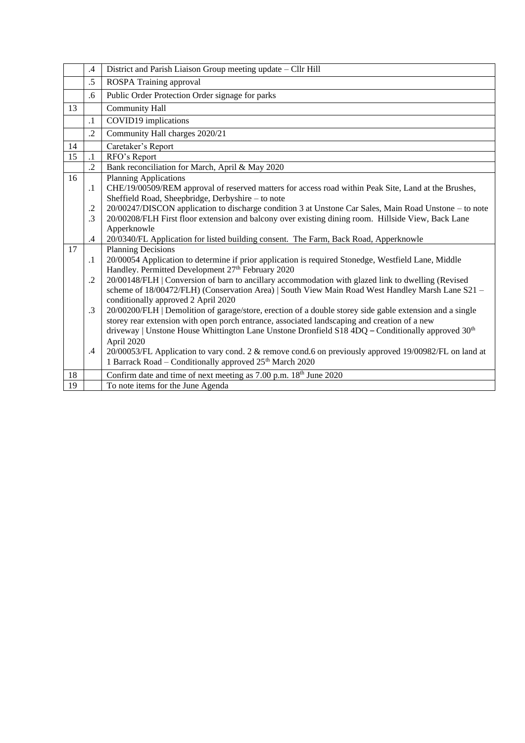| | | |
|---|---|---|
| | .4 | District and Parish Liaison Group meeting update – Cllr Hill |
| | .5 | ROSPA Training approval |
| | .6 | Public Order Protection Order signage for parks |
| 13 | | Community Hall |
| | .1 | COVID19 implications |
| | .2 | Community Hall charges 2020/21 |
| 14 | | Caretaker's Report |
| 15 | .1 | RFO's Report |
| | .2 | Bank reconciliation for March, April & May 2020 |
| 16 | | Planning Applications |
| | .1 | CHE/19/00509/REM approval of reserved matters for access road within Peak Site, Land at the Brushes, Sheffield Road, Sheepbridge, Derbyshire – to note |
| | .2 | 20/00247/DISCON application to discharge condition 3 at Unstone Car Sales, Main Road Unstone – to note |
| | .3 | 20/00208/FLH First floor extension and balcony over existing dining room. Hillside View, Back Lane Apperknowle |
| | .4 | 20/0340/FL Application for listed building consent. The Farm, Back Road, Apperknowle |
| 17 | | Planning Decisions |
| | .1 | 20/00054 Application to determine if prior application is required Stonedge, Westfield Lane, Middle Handley. Permitted Development 27th February 2020 |
| | .2 | 20/00148/FLH \| Conversion of barn to ancillary accommodation with glazed link to dwelling (Revised scheme of 18/00472/FLH) (Conservation Area) \| South View Main Road West Handley Marsh Lane S21 – conditionally approved 2 April 2020 |
| | .3 | 20/00200/FLH \| Demolition of garage/store, erection of a double storey side gable extension and a single storey rear extension with open porch entrance, associated landscaping and creation of a new driveway \| Unstone House Whittington Lane Unstone Dronfield S18 4DQ – Conditionally approved 30th April 2020 |
| | .4 | 20/00053/FL Application to vary cond. 2 & remove cond.6 on previously approved 19/00982/FL on land at 1 Barrack Road – Conditionally approved 25th March 2020 |
| 18 | | Confirm date and time of next meeting as 7.00 p.m. 18th June 2020 |
| 19 | | To note items for the June Agenda |